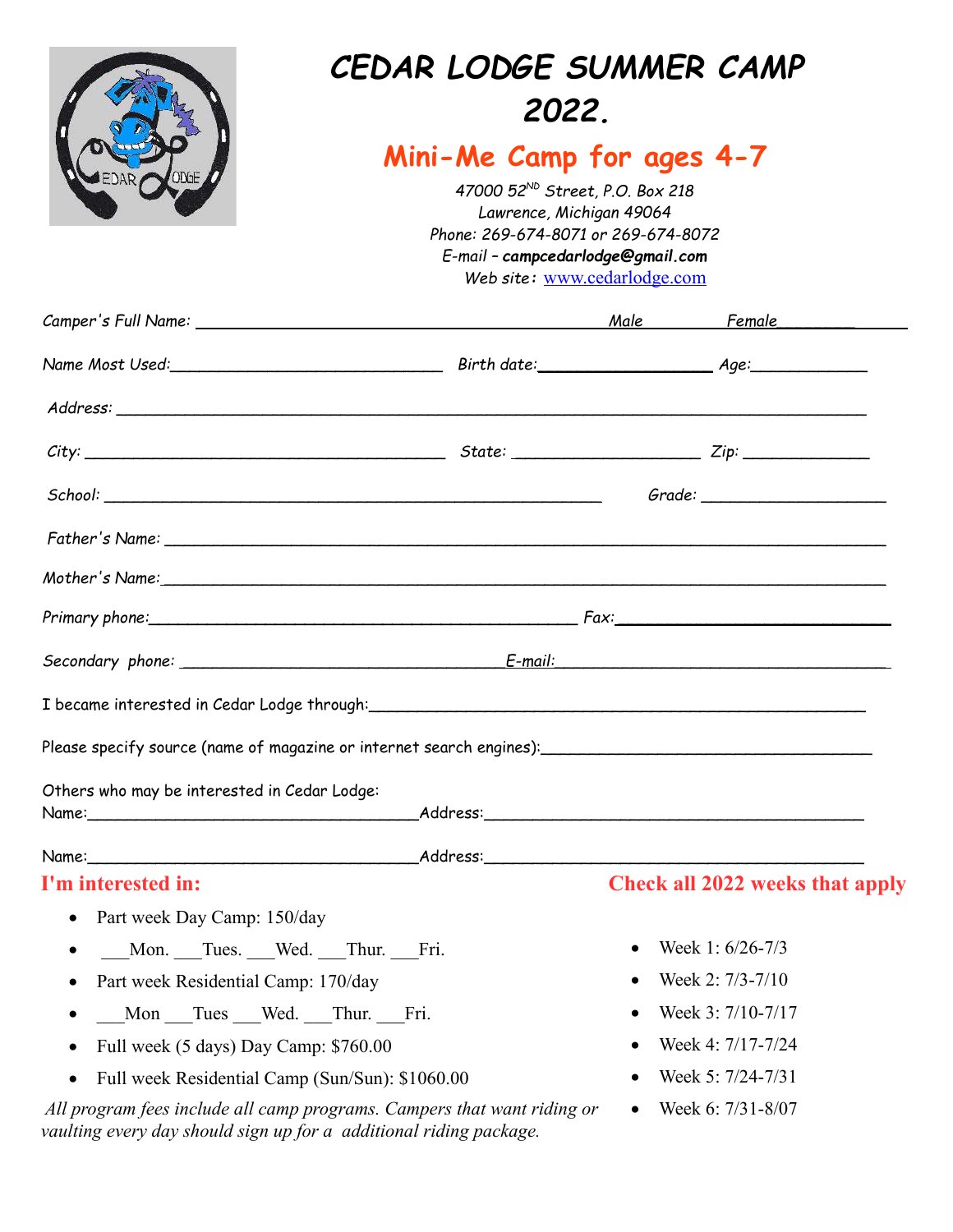# CEDAR LODGE SUMMER CAMP 2022.

## Mini-Me Camp for ages 4-7

*47000 52ND Street, P.O. Box 218*
*Lawrence, Michigan 49064*
*Phone: 269-674-8071 or 269-674-8072*
*E-mail – **campcedarlodge@gmail.com***
*Web site:* www.cedarlodge.com

Camper's Full Name: ______________________________ Male ________ Female________

Name Most Used:_____________________ Birth date:______________ Age:__________

Address: ________________________________________________________________

City: __________________________ State: ______________ Zip: __________

School: ____________________________________ Grade: _______________

Father's Name: ____________________________________________________________

Mother's Name:____________________________________________________________

Primary phone:__________________________________ Fax:_____________________

Secondary phone: ________________________E-mail:___________________________

I became interested in Cedar Lodge through:________________________________________

Please specify source (name of magazine or internet search engines):__________________________

Others who may be interested in Cedar Lodge:
Name:________________________Address:___________________________________

Name:________________________Address:___________________________________

**I'm interested in:**

- Part week Day Camp: 150/day
- ___Mon. ___Tues. ___Wed. ___Thur. ___Fri.
- Part week Residential Camp: 170/day
- ___Mon ___Tues ___Wed. ___Thur. ___Fri.
- Full week (5 days) Day Camp: $760.00
- Full week Residential Camp (Sun/Sun): $1060.00

*All program fees include all camp programs. Campers that want riding or vaulting every day should sign up for a additional riding package.*

**Check all 2022 weeks that apply**

- Week 1: 6/26-7/3
- Week 2: 7/3-7/10
- Week 3: 7/10-7/17
- Week 4: 7/17-7/24
- Week 5: 7/24-7/31
- Week 6: 7/31-8/07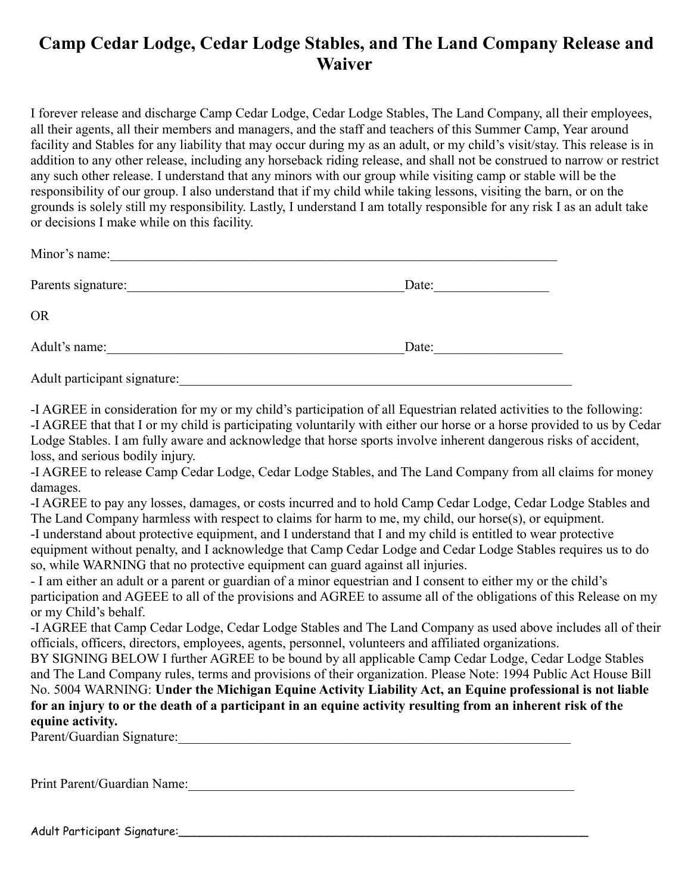# Camp Cedar Lodge, Cedar Lodge Stables, and The Land Company Release and Waiver

I forever release and discharge Camp Cedar Lodge, Cedar Lodge Stables, The Land Company, all their employees, all their agents, all their members and managers, and the staff and teachers of this Summer Camp, Year around facility and Stables for any liability that may occur during my as an adult, or my child's visit/stay. This release is in addition to any other release, including any horseback riding release, and shall not be construed to narrow or restrict any such other release. I understand that any minors with our group while visiting camp or stable will be the responsibility of our group. I also understand that if my child while taking lessons, visiting the barn, or on the grounds is solely still my responsibility. Lastly, I understand I am totally responsible for any risk I as an adult take or decisions I make while on this facility.

Minor's name:\_\_\_\_\_\_\_\_\_\_\_\_\_\_\_\_\_\_\_\_\_\_\_\_\_\_\_\_\_\_\_\_\_\_\_\_\_\_\_\_\_\_\_\_\_\_\_\_\_\_\_\_\_\_\_\_\_\_\_\_\_\_\_\_\_\_\_\_

Parents signature:\_\_\_\_\_\_\_\_\_\_\_\_\_\_\_\_\_\_\_\_\_\_\_\_\_\_\_\_\_\_\_\_\_\_\_\_\_\_\_\_\_\_Date:\_\_\_\_\_\_\_\_\_\_\_\_\_\_\_\_\_

OR

Adult's name:\_\_\_\_\_\_\_\_\_\_\_\_\_\_\_\_\_\_\_\_\_\_\_\_\_\_\_\_\_\_\_\_\_\_\_\_\_\_\_\_\_\_\_\_\_\_\_Date:\_\_\_\_\_\_\_\_\_\_\_\_\_\_\_\_\_\_\_

Adult participant signature:\_\_\_\_\_\_\_\_\_\_\_\_\_\_\_\_\_\_\_\_\_\_\_\_\_\_\_\_\_\_\_\_\_\_\_\_\_\_\_\_\_\_\_\_\_\_\_\_\_\_\_\_\_\_\_\_\_\_\_\_

-I AGREE in consideration for my or my child's participation of all Equestrian related activities to the following:
-I AGREE that that I or my child is participating voluntarily with either our horse or a horse provided to us by Cedar Lodge Stables. I am fully aware and acknowledge that horse sports involve inherent dangerous risks of accident, loss, and serious bodily injury.
-I AGREE to release Camp Cedar Lodge, Cedar Lodge Stables, and The Land Company from all claims for money damages.
-I AGREE to pay any losses, damages, or costs incurred and to hold Camp Cedar Lodge, Cedar Lodge Stables and The Land Company harmless with respect to claims for harm to me, my child, our horse(s), or equipment.
-I understand about protective equipment, and I understand that I and my child is entitled to wear protective equipment without penalty, and I acknowledge that Camp Cedar Lodge and Cedar Lodge Stables requires us to do so, while WARNING that no protective equipment can guard against all injuries.
- I am either an adult or a parent or guardian of a minor equestrian and I consent to either my or the child's participation and AGEEE to all of the provisions and AGREE to assume all of the obligations of this Release on my or my Child's behalf.
-I AGREE that Camp Cedar Lodge, Cedar Lodge Stables and The Land Company as used above includes all of their officials, officers, directors, employees, agents, personnel, volunteers and affiliated organizations.
BY SIGNING BELOW I further AGREE to be bound by all applicable Camp Cedar Lodge, Cedar Lodge Stables and The Land Company rules, terms and provisions of their organization. Please Note: 1994 Public Act House Bill No. 5004 WARNING: **Under the Michigan Equine Activity Liability Act, an Equine professional is not liable for an injury to or the death of a participant in an equine activity resulting from an inherent risk of the equine activity.**

Parent/Guardian Signature:\_\_\_\_\_\_\_\_\_\_\_\_\_\_\_\_\_\_\_\_\_\_\_\_\_\_\_\_\_\_\_\_\_\_\_\_\_\_\_\_\_\_\_\_\_\_\_\_\_\_\_\_\_\_\_\_\_\_\_\_\_

Print Parent/Guardian Name:\_\_\_\_\_\_\_\_\_\_\_\_\_\_\_\_\_\_\_\_\_\_\_\_\_\_\_\_\_\_\_\_\_\_\_\_\_\_\_\_\_\_\_\_\_\_\_\_\_\_\_\_\_\_\_\_\_\_\_

Adult Participant Signature:\_\_\_\_\_\_\_\_\_\_\_\_\_\_\_\_\_\_\_\_\_\_\_\_\_\_\_\_\_\_\_\_\_\_\_\_\_\_\_\_\_\_\_\_\_\_\_\_\_\_\_\_\_\_\_\_\_\_\_\_\_\_